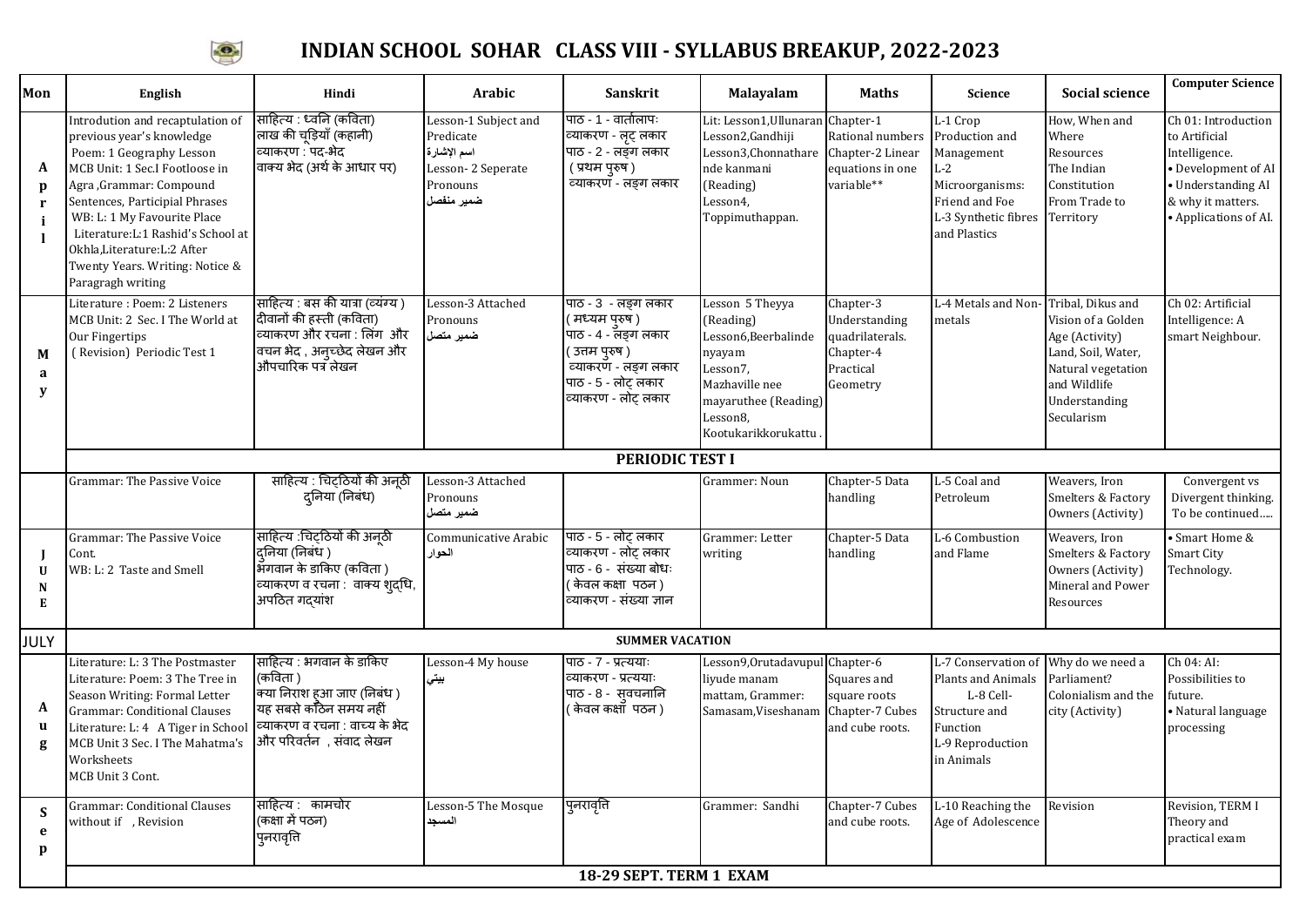# INDIAN SCHOOL SOHAR CLASS VIII - SYLLABUS BREAKUP, 2022-2023

| Mon | English | Hindi | Arabic | Sanskrit | Malayalam | Maths | Science | Social science | Computer Science |
|---|---|---|---|---|---|---|---|---|---|
| April | Introdution and recaptulation of previous year's knowledge Poem: 1 Geography Lesson MCB Unit: 1 Sec.I Footloose in Agra ,Grammar: Compound Sentences, Participial Phrases WB: L: 1 My Favourite Place Literature:L:1 Rashid's School at Okhla,Literature:L:2 After Twenty Years. Writing: Notice & Paragragh writing | साहित्य : ध्वनि (कविता) लाख की चूड़ियाँ (कहानी) व्याकरण : पद-भेद वाक्य भेद (अर्थ के आधार पर) | Lesson-1 Subject and Predicate اسم الاشارة Lesson- 2 Seperate Pronouns ضمير منفصل | पाठ - 1 - वार्तालापः व्याकरण - लृट् लकार पाठ - 2 - लङ्ग लकार ( प्रथम पुरुष ) व्याकरण - लङ्ग लकार | Lit: Lesson1,Ullunaran Lesson2,Gandhiji Lesson3,Chonnathare nde kanmani (Reading) Lesson4, Toppimuthappan. | Chapter-1 Rational numbers Chapter-2 Linear equations in one variable** | L-1 Crop Production and Management L-2 Microorganisms: Friend and Foe L-3 Synthetic fibres and Plastics | How, When and Where Resources The Indian Constitution From Trade to Territory | Ch 01: Introduction to Artificial Intelligence. • Development of AI • Understanding AI & why it matters. • Applications of AI. |
| May | Literature : Poem: 2 Listeners MCB Unit: 2 Sec. I The World at Our Fingertips ( Revision) Periodic Test 1 | साहित्य : बस की यात्रा (व्यंग्य ) दीवानों की हस्ती (कविता) व्याकरण और रचना : लिंग और वचन भेद , अनुच्छेद लेखन और औपचारिक पत्र लेखन | Lesson-3 Attached Pronouns ضمير متصل | पाठ - 3 - लङ्ग लकार ( मध्यम पुरुष ) पाठ - 4 - लङ्ग लकार ( उत्तम पुरुष ) व्याकरण - लङ्ग लकार पाठ - 5 - लोट् लकार व्याकरण - लोट् लकार | Lesson 5 Theyya (Reading) Lesson6,Beerbalinde nyayam Lesson7, Mazhaville nee mayaruthee (Reading) Lesson8, Kootukarikkorukattu . | Chapter-3 Understanding quadrilaterals. Chapter-4 Practical Geometry | L-4 Metals and Non-metals | Tribal, Dikus and Vision of a Golden Age (Activity) Land, Soil, Water, Natural vegetation and Wildlife Understanding Secularism | Ch 02: Artificial Intelligence: A smart Neighbour. |
| | **PERIODIC TEST I** | | | | | | | | |
| JUNE | Grammar: The Passive Voice | साहित्य : चिट्ठियों की अनूठी दुनिया (निबंध) | Lesson-3 Attached Pronouns ضمير متصل | | Grammer: Noun | Chapter-5 Data handling | L-5 Coal and Petroleum | Weavers, Iron Smelters & Factory Owners (Activity) | Convergent vs Divergent thinking. To be continued….. |
| | Grammar: The Passive Voice Cont. WB: L: 2 Taste and Smell | साहित्य :चिट्ठियों की अनूठी दुनिया (निबंध ) भगवान के डाकिए (कविता ) व्याकरण व रचना : वाक्य शुद्धि, अपठित गद्यांश | Communicative Arabic الحوار | पाठ - 5 - लोट् लकार व्याकरण - लोट् लकार पाठ - 6 - संख्या बोधः ( केवल कक्षा पठन ) व्याकरण - संख्या ज्ञान | Grammer: Letter writing | Chapter-5 Data handling | L-6 Combustion and Flame | Weavers, Iron Smelters & Factory Owners (Activity) Mineral and Power Resources | • Smart Home & Smart City Technology. |
| JULY | **SUMMER VACATION** | | | | | | | | |
| Aug | Literature: L: 3 The Postmaster Literature: Poem: 3 The Tree in Season Writing: Formal Letter Grammar: Conditional Clauses Literature: L: 4 A Tiger in School MCB Unit 3 Sec. I The Mahatma's Worksheets MCB Unit 3 Cont. | साहित्य : भगवान के डाकिए (कविता ) क्या निराश हुआ जाए (निबंध ) यह सबसे कठिन समय नहीं व्याकरण व रचना : वाच्य के भेद और परिवर्तन , संवाद लेखन | Lesson-4 My house بيتي | पाठ - 7 - प्रत्ययाः व्याकरण - प्रत्ययाः पाठ - 8 - सुवचनानि ( केवल कक्षा पठन ) | Lesson9,Orutadavupul liyude manam mattam, Grammer: Samasam,Viseshanam | Chapter-6 Squares and square roots Chapter-7 Cubes and cube roots. | L-7 Conservation of Plants and Animals L-8 Cell-Structure and Function L-9 Reproduction in Animals | Why do we need a Parliament? Colonialism and the city (Activity) | Ch 04: AI: Possibilities to future. • Natural language processing |
| Sep | Grammar: Conditional Clauses without if , Revision | साहित्य : कामचोर (कक्षा में पठन) पुनरावृत्ति | Lesson-5 The Mosque المسجد | पुनरावृत्ति | Grammer: Sandhi | Chapter-7 Cubes and cube roots. | L-10 Reaching the Age of Adolescence | Revision | Revision, TERM I Theory and practical exam |
| | **18-29 SEPT. TERM 1 EXAM** | | | | | | | | |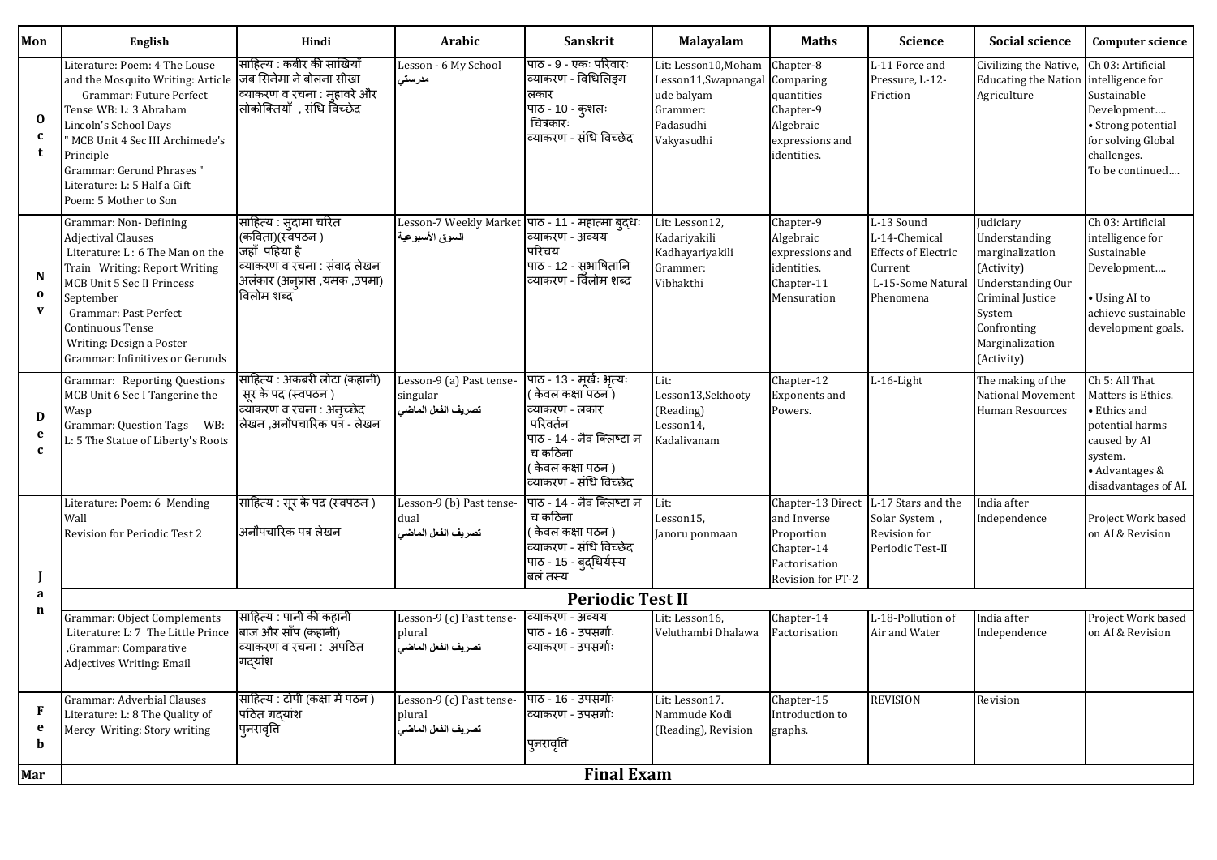| Mon | English | Hindi | Arabic | Sanskrit | Malayalam | Maths | Science | Social science | Computer science |
|---|---|---|---|---|---|---|---|---|---|
| Oct | Literature: Poem: 4 The Louse and the Mosquito Writing: Article Grammar: Future Perfect Tense WB: L: 3 Abraham Lincoln's School Days " MCB Unit 4 Sec III Archimede's Principle Grammar: Gerund Phrases " Literature: L: 5 Half a Gift Poem: 5 Mother to Son | साहित्य : कबीर की साखियाँ जब सिनेमा ने बोलना सीखा व्याकरण व रचना : मुहावरे और लोकोक्तियाँ , संधि विच्छेद | Lesson - 6 My School مدرستي | पाठ - 9 - एकः परिवारः व्याकरण - विधिलिङ्ग लकार पाठ - 10 - कुशलः चित्रकारः व्याकरण - संधि विच्छेद | Lit: Lesson10,Moham Lesson11,Swapnangal ude balyam Grammer: Padasudhi Vakyasudhi | Chapter-8 Comparing quantities Chapter-9 Algebraic expressions and identities. | L-11 Force and Pressure, L-12-Friction | Civilizing the Native, Educating the Nation Agriculture | Ch 03: Artificial intelligence for Sustainable Development.... • Strong potential for solving Global challenges. To be continued.... |
| Nov | Grammar: Non- Defining Adjectival Clauses Literature: L: 6 The Man on the Train Writing: Report Writing MCB Unit 5 Sec II Princess September Grammar: Past Perfect Continuous Tense Writing: Design a Poster Grammar: Infinitives or Gerunds | साहित्य : सुदामा चरित (कविता)(स्वपठन ) जहाँ पहिया है व्याकरण व रचना : संवाद लेखन अलंकार (अनुप्रास ,यमक ,उपमा) विलोम शब्द | Lesson-7 Weekly Market السوق الأسبوعية | पाठ - 11 - महात्मा बुद्धः व्याकरण - अव्यय परिचय पाठ - 12 - सुभाषितानि व्याकरण - विलोम शब्द | Lit: Lesson12, Kadariyakili Kadhayariyakili Grammer: Vibhakthi | Chapter-9 Algebraic expressions and identities. Chapter-11 Mensuration | L-13 Sound L-14-Chemical Effects of Electric Current L-15-Some Natural Phenomena | Judiciary Understanding marginalization (Activity) Understanding Our Criminal Justice System Confronting Marginalization (Activity) | Ch 03: Artificial intelligence for Sustainable Development.... • Using AI to achieve sustainable development goals. |
| Dec | Grammar: Reporting Questions MCB Unit 6 Sec I Tangerine the Wasp Grammar: Question Tags WB: L: 5 The Statue of Liberty's Roots | साहित्य : अकबरी लोटा (कहानी) सूर के पद (स्वपठन ) व्याकरण व रचना : अनुच्छेद लेखन ,अनौपचारिक पत्र - लेखन | Lesson-9 (a) Past tense-singular تصريف الفعل الماضي | पाठ - 13 - मूर्खः भृत्यः ( केवल कक्षा पठन ) व्याकरण - लकार परिवर्तन पाठ - 14 - नैव क्लिष्टा न च कठिना ( केवल कक्षा पठन ) व्याकरण - संधि विच्छेद | Lit: Lesson13,Sekhooty (Reading) Lesson14, Kadalivanam | Chapter-12 Exponents and Powers. | L-16-Light | The making of the National Movement Human Resources | Ch 5: All That Matters is Ethics. • Ethics and potential harms caused by AI system. • Advantages & disadvantages of AI. |
| Jan | Literature: Poem: 6 Mending Wall Revision for Periodic Test 2 | साहित्य : सूर के पद (स्वपठन ) अनौपचारिक पत्र लेखन | Lesson-9 (b) Past tense-dual تصريف الفعل الماضي | पाठ - 14 - नैव क्लिष्टा न च कठिना ( केवल कक्षा पठन ) व्याकरण - संधि विच्छेद पाठ - 15 - बुद्धिर्यस्य बलं तस्य | Lit: Lesson15, Janoru ponmaan | Chapter-13 Direct and Inverse Proportion Chapter-14 Factorisation Revision for PT-2 | L-17 Stars and the Solar System , Revision for Periodic Test-II | India after Independence | Project Work based on AI & Revision |
| | **Periodic Test II** | | | | | | | | |
| | Grammar: Object Complements Literature: L: 7 The Little Prince ,Grammar: Comparative Adjectives Writing: Email | साहित्य : पानी की कहानी बाज और साँप (कहानी) व्याकरण व रचना : अपठित गद्यांश | Lesson-9 (c) Past tense-plural تصريف الفعل الماضي | व्याकरण - अव्यय पाठ - 16 - उपसर्गाः व्याकरण - उपसर्गाः | Lit: Lesson16, Veluthambi Dhalawa | Chapter-14 Factorisation | L-18-Pollution of Air and Water | India after Independence | Project Work based on AI & Revision |
| Feb | Grammar: Adverbial Clauses Literature: L: 8 The Quality of Mercy Writing: Story writing | साहित्य : टोपी (कक्षा मे पठन ) पठित गद्यांश पुनरावृत्ति | Lesson-9 (c) Past tense-plural تصريف الفعل الماضي | पाठ - 16 - उपसर्गाः व्याकरण - उपसर्गाः पुनरावृत्ति | Lit: Lesson17. Nammude Kodi (Reading), Revision | Chapter-15 Introduction to graphs. | REVISION | Revision | |
| Mar | **Final Exam** | | | | | | | | |